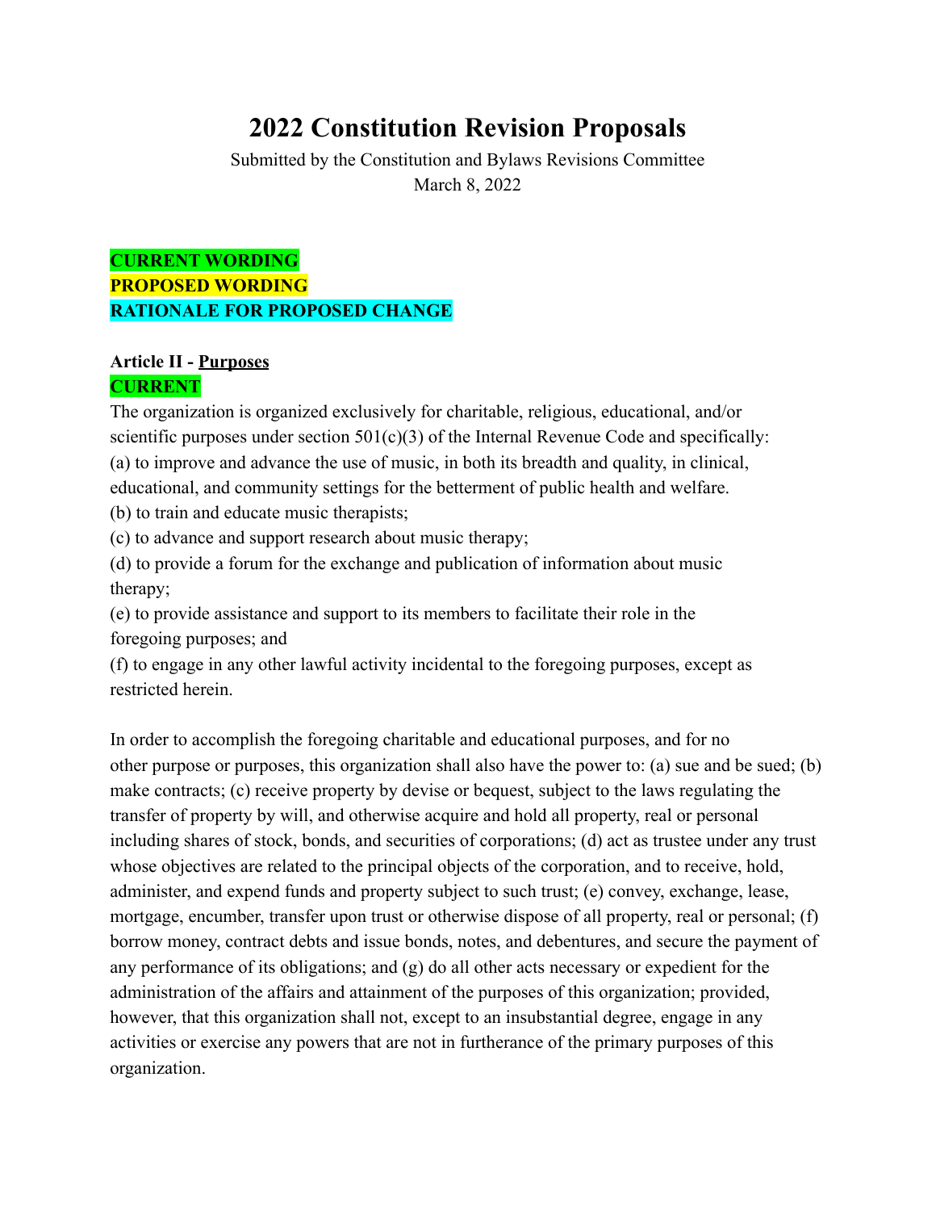# 2022 Constitution Revision Proposals

Submitted by the Constitution and Bylaws Revisions Committee
March 8, 2022

**CURRENT WORDING**
**PROPOSED WORDING**
**RATIONALE FOR PROPOSED CHANGE**

**Article II - Purposes**

**CURRENT**

The organization is organized exclusively for charitable, religious, educational, and/or scientific purposes under section 501(c)(3) of the Internal Revenue Code and specifically:

(a) to improve and advance the use of music, in both its breadth and quality, in clinical, educational, and community settings for the betterment of public health and welfare.

(b) to train and educate music therapists;

(c) to advance and support research about music therapy;

(d) to provide a forum for the exchange and publication of information about music therapy;

(e) to provide assistance and support to its members to facilitate their role in the foregoing purposes; and

(f) to engage in any other lawful activity incidental to the foregoing purposes, except as restricted herein.

In order to accomplish the foregoing charitable and educational purposes, and for no other purpose or purposes, this organization shall also have the power to: (a) sue and be sued; (b) make contracts; (c) receive property by devise or bequest, subject to the laws regulating the transfer of property by will, and otherwise acquire and hold all property, real or personal including shares of stock, bonds, and securities of corporations; (d) act as trustee under any trust whose objectives are related to the principal objects of the corporation, and to receive, hold, administer, and expend funds and property subject to such trust; (e) convey, exchange, lease, mortgage, encumber, transfer upon trust or otherwise dispose of all property, real or personal; (f) borrow money, contract debts and issue bonds, notes, and debentures, and secure the payment of any performance of its obligations; and (g) do all other acts necessary or expedient for the administration of the affairs and attainment of the purposes of this organization; provided, however, that this organization shall not, except to an insubstantial degree, engage in any activities or exercise any powers that are not in furtherance of the primary purposes of this organization.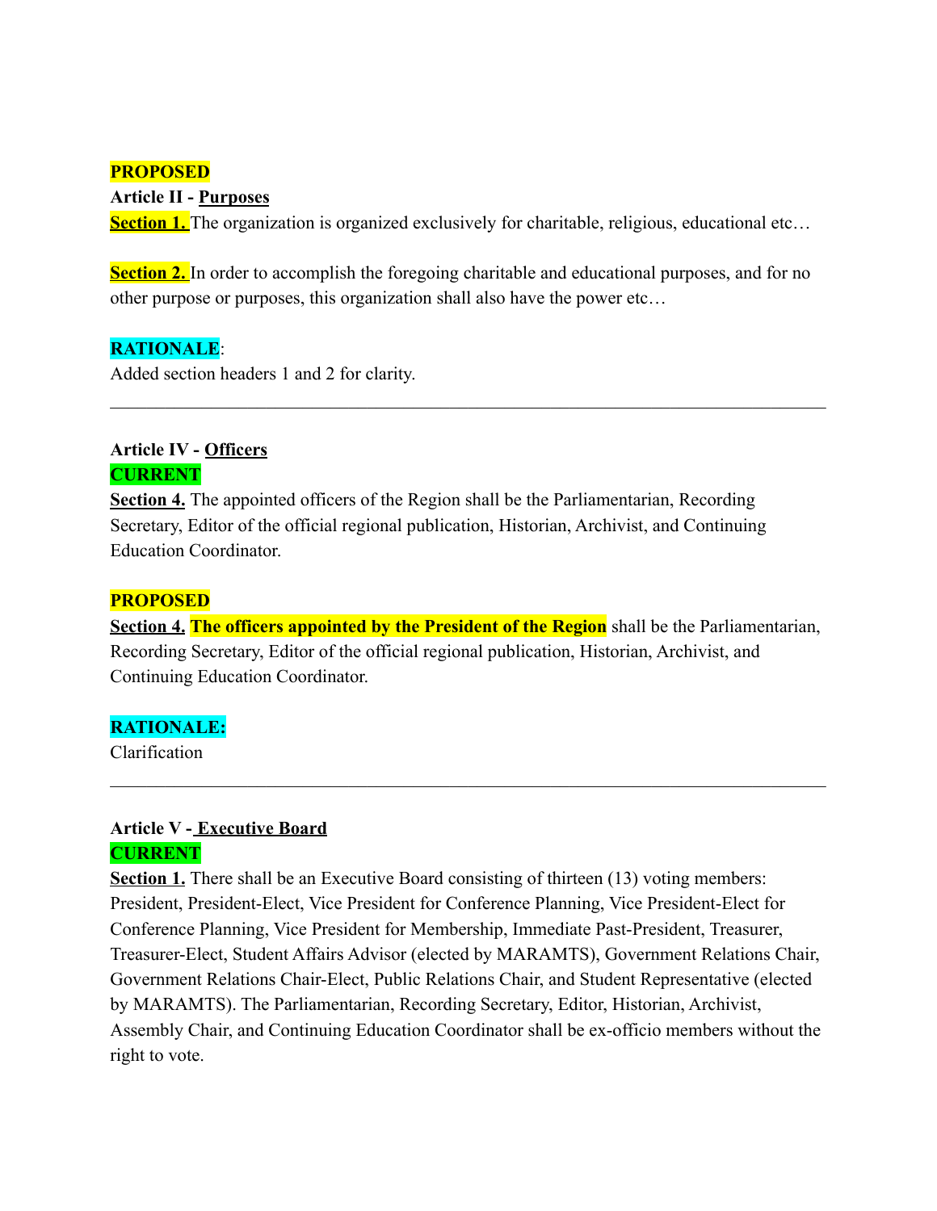**PROPOSED**

**Article II - Purposes**

**Section 1.** The organization is organized exclusively for charitable, religious, educational etc…

**Section 2.** In order to accomplish the foregoing charitable and educational purposes, and for no other purpose or purposes, this organization shall also have the power etc…

**RATIONALE**:

Added section headers 1 and 2 for clarity.

---

**Article IV - Officers**

**CURRENT**

**Section 4.** The appointed officers of the Region shall be the Parliamentarian, Recording Secretary, Editor of the official regional publication, Historian, Archivist, and Continuing Education Coordinator.

**PROPOSED**

**Section 4.** **The officers appointed by the President of the Region** shall be the Parliamentarian, Recording Secretary, Editor of the official regional publication, Historian, Archivist, and Continuing Education Coordinator.

**RATIONALE:**

Clarification

---

**Article V - Executive Board**

**CURRENT**

**Section 1.** There shall be an Executive Board consisting of thirteen (13) voting members: President, President-Elect, Vice President for Conference Planning, Vice President-Elect for Conference Planning, Vice President for Membership, Immediate Past-President, Treasurer, Treasurer-Elect, Student Affairs Advisor (elected by MARAMTS), Government Relations Chair, Government Relations Chair-Elect, Public Relations Chair, and Student Representative (elected by MARAMTS). The Parliamentarian, Recording Secretary, Editor, Historian, Archivist, Assembly Chair, and Continuing Education Coordinator shall be ex-officio members without the right to vote.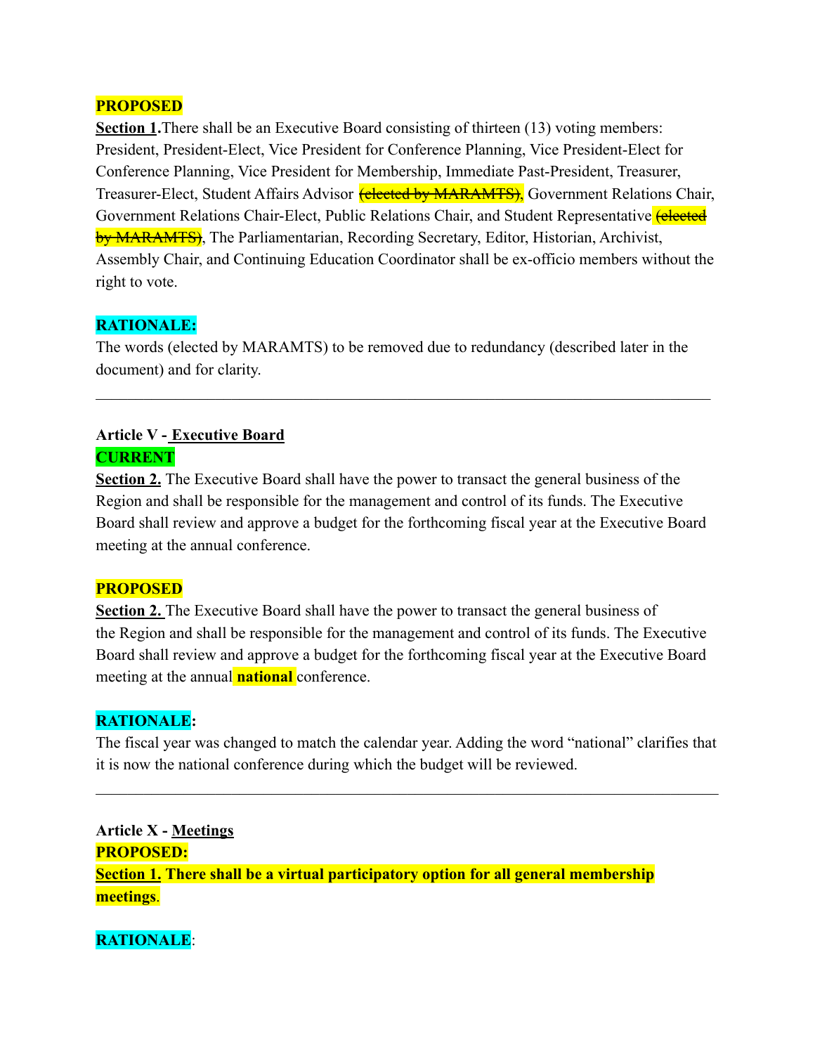**PROPOSED**

**Section 1.** There shall be an Executive Board consisting of thirteen (13) voting members: President, President-Elect, Vice President for Conference Planning, Vice President-Elect for Conference Planning, Vice President for Membership, Immediate Past-President, Treasurer, Treasurer-Elect, Student Affairs Advisor ~~(elected by MARAMTS),~~ Government Relations Chair, Government Relations Chair-Elect, Public Relations Chair, and Student Representative ~~(elected by MARAMTS)~~, The Parliamentarian, Recording Secretary, Editor, Historian, Archivist, Assembly Chair, and Continuing Education Coordinator shall be ex-officio members without the right to vote.

**RATIONALE:**

The words (elected by MARAMTS) to be removed due to redundancy (described later in the document) and for clarity.

---

**Article V - Executive Board**

**CURRENT**

**Section 2.** The Executive Board shall have the power to transact the general business of the Region and shall be responsible for the management and control of its funds. The Executive Board shall review and approve a budget for the forthcoming fiscal year at the Executive Board meeting at the annual conference.

**PROPOSED**

**Section 2.** The Executive Board shall have the power to transact the general business of the Region and shall be responsible for the management and control of its funds. The Executive Board shall review and approve a budget for the forthcoming fiscal year at the Executive Board meeting at the annual **national** conference.

**RATIONALE:**

The fiscal year was changed to match the calendar year. Adding the word "national" clarifies that it is now the national conference during which the budget will be reviewed.

---

**Article X - Meetings**

**PROPOSED:**

**Section 1. There shall be a virtual participatory option for all general membership meetings.**

**RATIONALE:**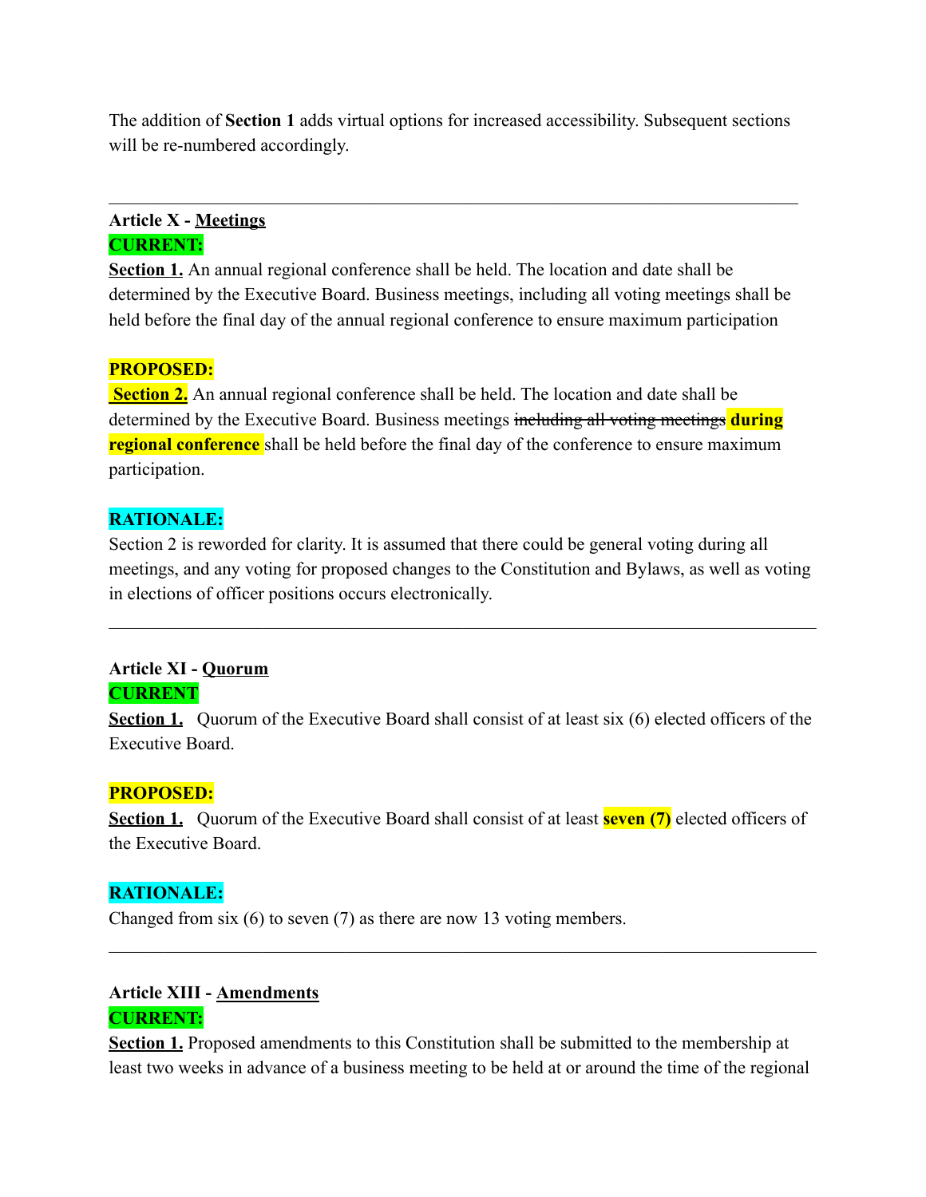The addition of **Section 1** adds virtual options for increased accessibility. Subsequent sections will be re-numbered accordingly.

---

**Article X - Meetings**

**CURRENT:**

**Section 1.** An annual regional conference shall be held. The location and date shall be determined by the Executive Board. Business meetings, including all voting meetings shall be held before the final day of the annual regional conference to ensure maximum participation

**PROPOSED:**

**Section 2.** An annual regional conference shall be held. The location and date shall be determined by the Executive Board. Business meetings ~~including all voting meetings~~ **during regional conference** shall be held before the final day of the conference to ensure maximum participation.

**RATIONALE:**

Section 2 is reworded for clarity. It is assumed that there could be general voting during all meetings, and any voting for proposed changes to the Constitution and Bylaws, as well as voting in elections of officer positions occurs electronically.

---

**Article XI - Quorum**

**CURRENT**

**Section 1.** Quorum of the Executive Board shall consist of at least six (6) elected officers of the Executive Board.

**PROPOSED:**

**Section 1.** Quorum of the Executive Board shall consist of at least **seven (7)** elected officers of the Executive Board.

**RATIONALE:**

Changed from six (6) to seven (7) as there are now 13 voting members.

---

**Article XIII - Amendments**

**CURRENT:**

**Section 1.** Proposed amendments to this Constitution shall be submitted to the membership at least two weeks in advance of a business meeting to be held at or around the time of the regional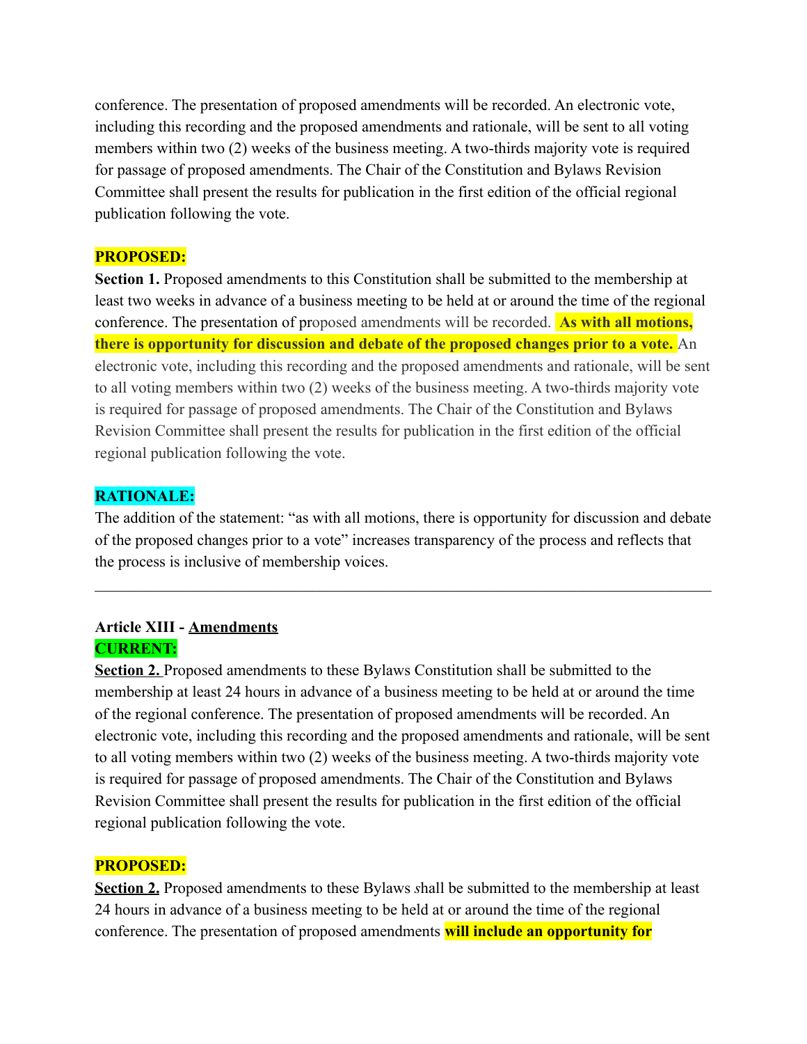conference. The presentation of proposed amendments will be recorded. An electronic vote, including this recording and the proposed amendments and rationale, will be sent to all voting members within two (2) weeks of the business meeting. A two-thirds majority vote is required for passage of proposed amendments. The Chair of the Constitution and Bylaws Revision Committee shall present the results for publication in the first edition of the official regional publication following the vote.

**PROPOSED:**

**Section 1.** Proposed amendments to this Constitution shall be submitted to the membership at least two weeks in advance of a business meeting to be held at or around the time of the regional conference. The presentation of proposed amendments will be recorded. **As with all motions, there is opportunity for discussion and debate of the proposed changes prior to a vote.** An electronic vote, including this recording and the proposed amendments and rationale, will be sent to all voting members within two (2) weeks of the business meeting. A two-thirds majority vote is required for passage of proposed amendments. The Chair of the Constitution and Bylaws Revision Committee shall present the results for publication in the first edition of the official regional publication following the vote.

**RATIONALE:**

The addition of the statement: "as with all motions, there is opportunity for discussion and debate of the proposed changes prior to a vote" increases transparency of the process and reflects that the process is inclusive of membership voices.

---

**Article XIII - Amendments**

**CURRENT:**

**Section 2.** Proposed amendments to these Bylaws Constitution shall be submitted to the membership at least 24 hours in advance of a business meeting to be held at or around the time of the regional conference. The presentation of proposed amendments will be recorded. An electronic vote, including this recording and the proposed amendments and rationale, will be sent to all voting members within two (2) weeks of the business meeting. A two-thirds majority vote is required for passage of proposed amendments. The Chair of the Constitution and Bylaws Revision Committee shall present the results for publication in the first edition of the official regional publication following the vote.

**PROPOSED:**

**Section 2.** Proposed amendments to these Bylaws shall be submitted to the membership at least 24 hours in advance of a business meeting to be held at or around the time of the regional conference. The presentation of proposed amendments **will include an opportunity for**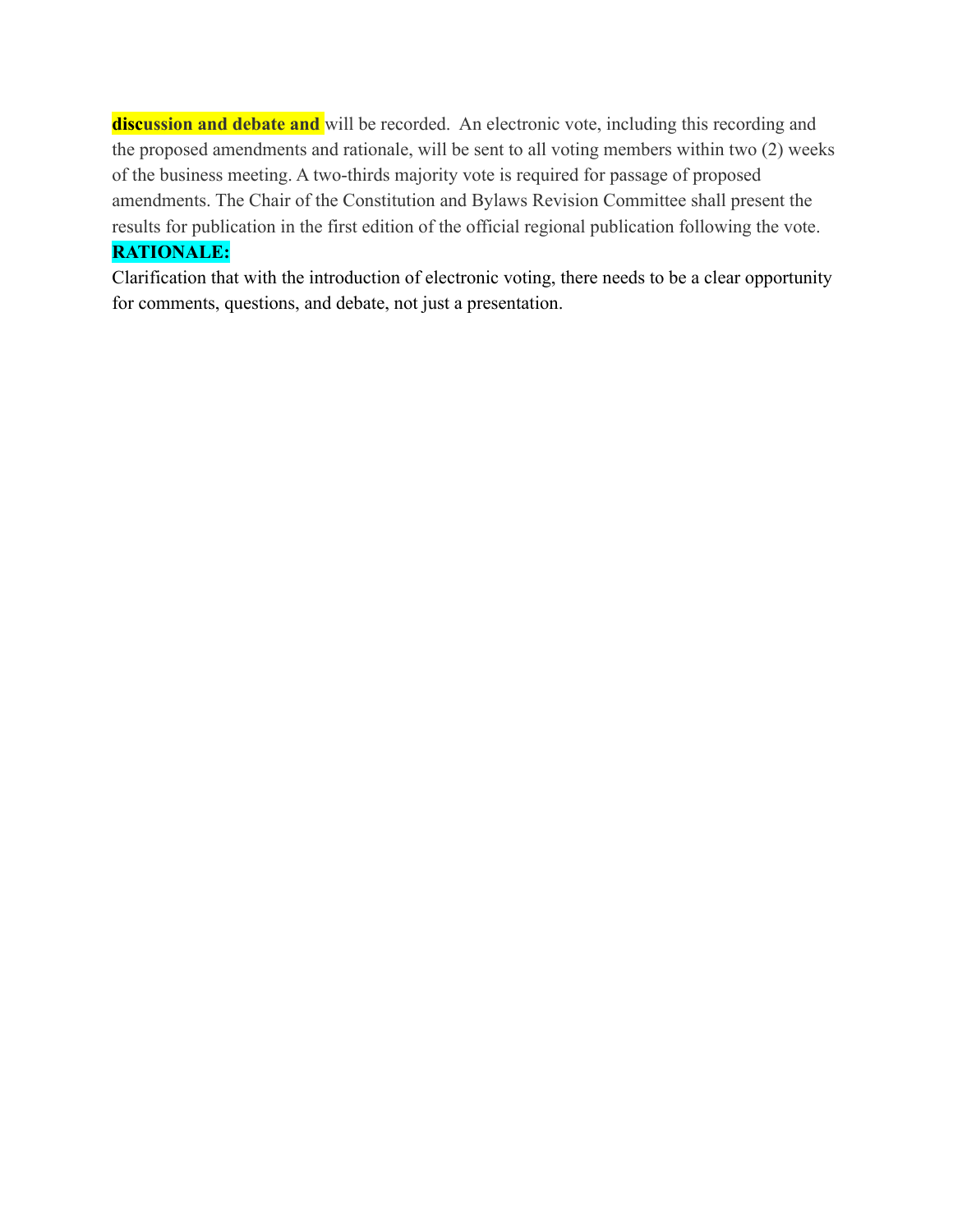**discussion and debate and** will be recorded. An electronic vote, including this recording and the proposed amendments and rationale, will be sent to all voting members within two (2) weeks of the business meeting. A two-thirds majority vote is required for passage of proposed amendments. The Chair of the Constitution and Bylaws Revision Committee shall present the results for publication in the first edition of the official regional publication following the vote.

**RATIONALE:**

Clarification that with the introduction of electronic voting, there needs to be a clear opportunity for comments, questions, and debate, not just a presentation.